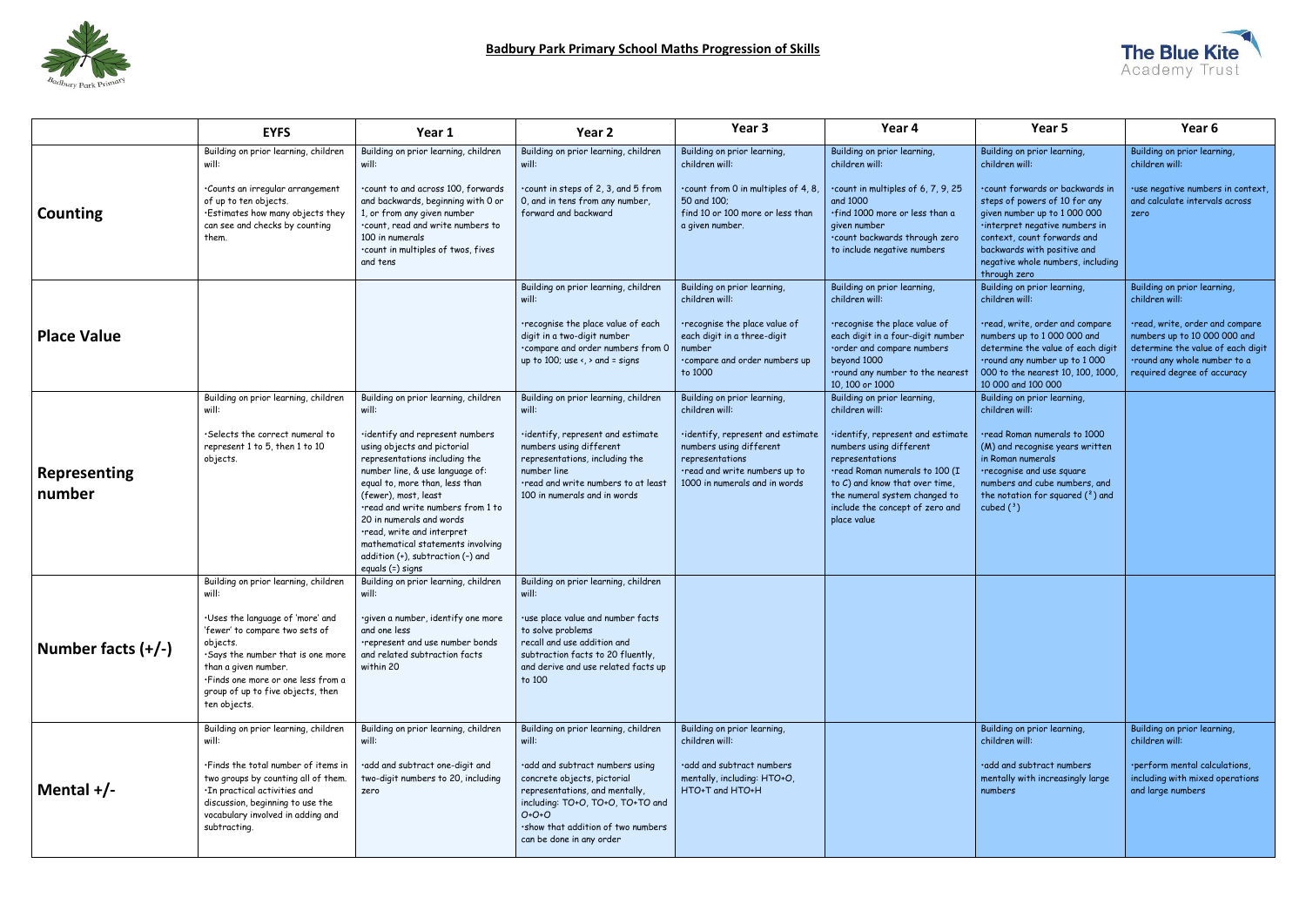## Badbury Park Primary School Maths Progression of Skills

| | EYFS | Year 1 | Year 2 | Year 3 | Year 4 | Year 5 | Year 6 |
|---|---|---|---|---|---|---|---|
| **Counting** | Building on prior learning, children will:<br><br>·Counts an irregular arrangement of up to ten objects.<br>·Estimates how many objects they can see and checks by counting them. | Building on prior learning, children will:<br><br>·count to and across 100, forwards and backwards, beginning with 0 or 1, or from any given number<br>·count, read and write numbers to 100 in numerals<br>·count in multiples of twos, fives and tens | Building on prior learning, children will:<br><br>·count in steps of 2, 3, and 5 from 0, and in tens from any number, forward and backward | Building on prior learning, children will:<br><br>·count from 0 in multiples of 4, 8, 50 and 100;<br>find 10 or 100 more or less than a given number. | Building on prior learning, children will:<br><br>·count in multiples of 6, 7, 9, 25 and 1000<br>·find 1000 more or less than a given number<br>·count backwards through zero to include negative numbers | Building on prior learning, children will:<br><br>·count forwards or backwards in steps of powers of 10 for any given number up to 1 000 000<br>·interpret negative numbers in context, count forwards and backwards with positive and negative whole numbers, including through zero | Building on prior learning, children will:<br><br>·use negative numbers in context, and calculate intervals across zero |
| **Place Value** | | | Building on prior learning, children will:<br><br>·recognise the place value of each digit in a two-digit number<br>·compare and order numbers from 0 up to 100; use <, > and = signs | Building on prior learning, children will:<br><br>·recognise the place value of each digit in a three-digit number<br>·compare and order numbers up to 1000 | Building on prior learning, children will:<br><br>·recognise the place value of each digit in a four-digit number<br>·order and compare numbers beyond 1000<br>·round any number to the nearest 10, 100 or 1000 | Building on prior learning, children will:<br><br>·read, write, order and compare numbers up to 1 000 000 and determine the value of each digit<br>·round any number up to 1 000 000 to the nearest 10, 100, 1000, 10 000 and 100 000 | Building on prior learning, children will:<br><br>·read, write, order and compare numbers up to 10 000 000 and determine the value of each digit<br>·round any whole number to a required degree of accuracy |
| **Representing number** | Building on prior learning, children will:<br><br>·Selects the correct numeral to represent 1 to 5, then 1 to 10 objects. | Building on prior learning, children will:<br><br>·identify and represent numbers using objects and pictorial representations including the number line, & use language of: equal to, more than, less than (fewer), most, least<br>·read and write numbers from 1 to 20 in numerals and words<br>·read, write and interpret mathematical statements involving addition (+), subtraction (–) and equals (=) signs | Building on prior learning, children will:<br><br>·identify, represent and estimate numbers using different representations, including the number line<br>·read and write numbers to at least 100 in numerals and in words | Building on prior learning, children will:<br><br>·identify, represent and estimate numbers using different representations<br>·read and write numbers up to 1000 in numerals and in words | Building on prior learning, children will:<br><br>·identify, represent and estimate numbers using different representations<br>·read Roman numerals to 100 (I to C) and know that over time, the numeral system changed to include the concept of zero and place value | Building on prior learning, children will:<br><br>·read Roman numerals to 1000 (M) and recognise years written in Roman numerals<br>·recognise and use square numbers and cube numbers, and the notation for squared ($^2$) and cubed ($^3$) | |
| **Number facts (+/-)** | Building on prior learning, children will:<br><br>·Uses the language of 'more' and 'fewer' to compare two sets of objects.<br>·Says the number that is one more than a given number.<br>·Finds one more or one less from a group of up to five objects, then ten objects. | Building on prior learning, children will:<br><br>·given a number, identify one more and one less<br>·represent and use number bonds and related subtraction facts within 20 | Building on prior learning, children will:<br><br>·use place value and number facts to solve problems<br>recall and use addition and subtraction facts to 20 fluently, and derive and use related facts up to 100 | | | | |
| **Mental +/-** | Building on prior learning, children will:<br><br>·Finds the total number of items in two groups by counting all of them.<br>·In practical activities and discussion, beginning to use the vocabulary involved in adding and subtracting. | Building on prior learning, children will:<br><br>·add and subtract one-digit and two-digit numbers to 20, including zero | Building on prior learning, children will:<br><br>·add and subtract numbers using concrete objects, pictorial representations, and mentally, including: TO+O, TO+O, TO+TO and O+O+O<br>·show that addition of two numbers can be done in any order | Building on prior learning, children will:<br><br>·add and subtract numbers mentally, including: HTO+O, HTO+T and HTO+H | | Building on prior learning, children will:<br><br>·add and subtract numbers mentally with increasingly large numbers | Building on prior learning, children will:<br><br>·perform mental calculations, including with mixed operations and large numbers |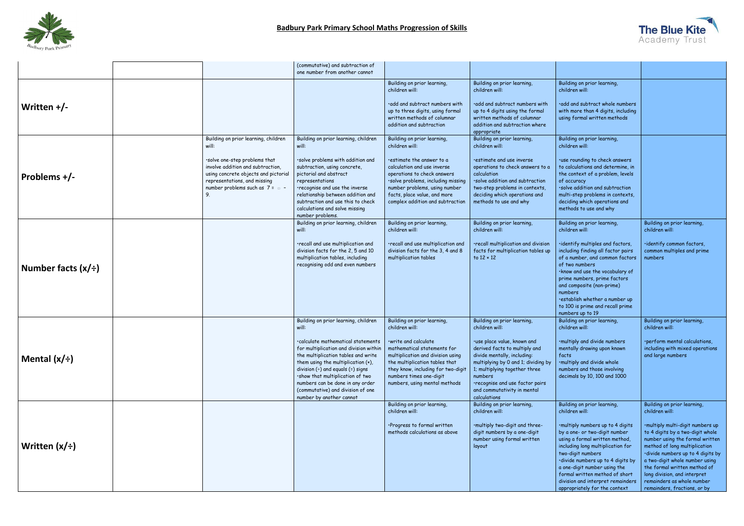## Badbury Park Primary School Maths Progression of Skills

| | | | | | | | |
|---|---|---|---|---|---|---|---|
| | | | (commutative) and subtraction of one number from another cannot | | | | |
| **Written +/-** | | | | Building on prior learning, children will:<br><br>·add and subtract numbers with up to three digits, using formal written methods of columnar addition and subtraction | Building on prior learning, children will:<br><br>·add and subtract numbers with up to 4 digits using the formal written methods of columnar addition and subtraction where appropriate | Building on prior learning, children will:<br><br>·add and subtract whole numbers with more than 4 digits, including using formal written methods | |
| **Problems +/-** | | Building on prior learning, children will:<br><br>·solve one-step problems that involve addition and subtraction, using concrete objects and pictorial representations, and missing number problems such as 7 = □ - 9. | Building on prior learning, children will:<br><br>·solve problems with addition and subtraction, using concrete, pictorial and abstract representations<br>·recognise and use the inverse relationship between addition and subtraction and use this to check calculations and solve missing number problems. | Building on prior learning, children will:<br><br>·estimate the answer to a calculation and use inverse operations to check answers<br>·solve problems, including missing number problems, using number facts, place value, and more complex addition and subtraction | Building on prior learning, children will:<br><br>·estimate and use inverse operations to check answers to a calculation<br>·solve addition and subtraction two-step problems in contexts, deciding which operations and methods to use and why | Building on prior learning, children will:<br><br>·use rounding to check answers to calculations and determine, in the context of a problem, levels of accuracy<br>·solve addition and subtraction multi-step problems in contexts, deciding which operations and methods to use and why | |
| **Number facts (x/÷)** | | | Building on prior learning, children will:<br><br>·recall and use multiplication and division facts for the 2, 5 and 10 multiplication tables, including recognising odd and even numbers | Building on prior learning, children will:<br><br>·recall and use multiplication and division facts for the 3, 4 and 8 multiplication tables | Building on prior learning, children will:<br><br>·recall multiplication and division facts for multiplication tables up to 12 × 12 | Building on prior learning, children will:<br><br>·identify multiples and factors, including finding all factor pairs of a number, and common factors of two numbers<br>·know and use the vocabulary of prime numbers, prime factors and composite (non-prime) numbers<br>·establish whether a number up to 100 is prime and recall prime numbers up to 19 | Building on prior learning, children will:<br><br>·identify common factors, common multiples and prime numbers |
| **Mental (x/÷)** | | | Building on prior learning, children will:<br><br>·calculate mathematical statements for multiplication and division within the multiplication tables and write them using the multiplication (×), division (÷) and equals (=) signs<br>·show that multiplication of two numbers can be done in any order (commutative) and division of one number by another cannot | Building on prior learning, children will:<br><br>·write and calculate mathematical statements for multiplication and division using the multiplication tables that they know, including for two-digit numbers times one-digit numbers, using mental methods | Building on prior learning, children will:<br><br>·use place value, known and derived facts to multiply and divide mentally, including: multiplying by 0 and 1; dividing by 1; multiplying together three numbers<br>·recognise and use factor pairs and commutativity in mental calculations | Building on prior learning, children will:<br><br>·multiply and divide numbers mentally drawing upon known facts<br>·multiply and divide whole numbers and those involving decimals by 10, 100 and 1000 | Building on prior learning, children will:<br><br>·perform mental calculations, including with mixed operations and large numbers |
| **Written (x/÷)** | | | | Building on prior learning, children will:<br><br>·Progress to formal written methods calculations as above | Building on prior learning, children will:<br><br>·multiply two-digit and three-digit numbers by a one-digit number using formal written layout | Building on prior learning, children will:<br><br>·multiply numbers up to 4 digits by a one- or two-digit number using a formal written method, including long multiplication for two-digit numbers<br>·divide numbers up to 4 digits by a one-digit number using the formal written method of short division and interpret remainders appropriately for the context | Building on prior learning, children will:<br><br>·multiply multi-digit numbers up to 4 digits by a two-digit whole number using the formal written method of long multiplication<br>·divide numbers up to 4 digits by a two-digit whole number using the formal written method of long division, and interpret remainders as whole number remainders, fractions, or by |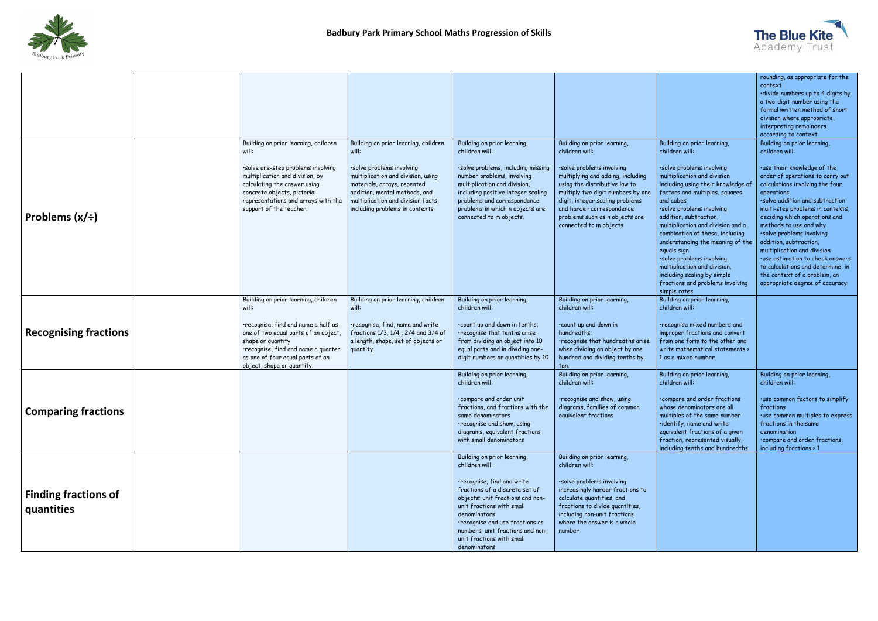## Badbury Park Primary School Maths Progression of Skills

| | | | | | | | |
|---|---|---|---|---|---|---|---|
| | | | | | | | rounding, as appropriate for the context<br>•divide numbers up to 4 digits by a two-digit number using the formal written method of short division where appropriate, interpreting remainders according to context |
| **Problems (x/÷)** | | Building on prior learning, children will:<br><br>•solve one-step problems involving multiplication and division, by calculating the answer using concrete objects, pictorial representations and arrays with the support of the teacher. | Building on prior learning, children will:<br><br>•solve problems involving multiplication and division, using materials, arrays, repeated addition, mental methods, and multiplication and division facts, including problems in contexts | Building on prior learning, children will:<br><br>•solve problems, including missing number problems, involving multiplication and division, including positive integer scaling problems and correspondence problems in which n objects are connected to m objects. | Building on prior learning, children will:<br><br>•solve problems involving multiplying and adding, including using the distributive law to multiply two digit numbers by one digit, integer scaling problems and harder correspondence problems such as n objects are connected to m objects | Building on prior learning, children will:<br><br>•solve problems involving multiplication and division including using their knowledge of factors and multiples, squares and cubes<br>•solve problems involving addition, subtraction, multiplication and division and a combination of these, including understanding the meaning of the equals sign<br>•solve problems involving multiplication and division, including scaling by simple fractions and problems involving simple rates | Building on prior learning, children will:<br><br>•use their knowledge of the order of operations to carry out calculations involving the four operations<br>•solve addition and subtraction multi-step problems in contexts, deciding which operations and methods to use and why<br>•solve problems involving addition, subtraction, multiplication and division<br>•use estimation to check answers to calculations and determine, in the context of a problem, an appropriate degree of accuracy |
| **Recognising fractions** | | Building on prior learning, children will:<br><br>•recognise, find and name a half as one of two equal parts of an object, shape or quantity<br>•recognise, find and name a quarter as one of four equal parts of an object, shape or quantity. | Building on prior learning, children will:<br><br>•recognise, find, name and write fractions 1/3, 1/4 , 2/4 and 3/4 of a length, shape, set of objects or quantity | Building on prior learning, children will:<br><br>•count up and down in tenths;<br>•recognise that tenths arise from dividing an object into 10 equal parts and in dividing one-digit numbers or quantities by 10 | Building on prior learning, children will:<br><br>•count up and down in hundredths;<br>•recognise that hundredths arise when dividing an object by one hundred and dividing tenths by ten. | Building on prior learning, children will:<br><br>•recognise mixed numbers and improper fractions and convert from one form to the other and write mathematical statements > 1 as a mixed number | |
| **Comparing fractions** | | | | Building on prior learning, children will:<br><br>•compare and order unit fractions, and fractions with the same denominators<br>•recognise and show, using diagrams, equivalent fractions with small denominators | Building on prior learning, children will:<br><br>•recognise and show, using diagrams, families of common equivalent fractions | Building on prior learning, children will:<br><br>•compare and order fractions whose denominators are all multiples of the same number<br>•identify, name and write equivalent fractions of a given fraction, represented visually, including tenths and hundredths | Building on prior learning, children will:<br><br>•use common factors to simplify fractions<br>•use common multiples to express fractions in the same denomination<br>•compare and order fractions, including fractions > 1 |
| **Finding fractions of quantities** | | | | Building on prior learning, children will:<br><br>•recognise, find and write fractions of a discrete set of objects: unit fractions and non-unit fractions with small denominators<br>•recognise and use fractions as numbers: unit fractions and non-unit fractions with small denominators | Building on prior learning, children will:<br><br>•solve problems involving increasingly harder fractions to calculate quantities, and fractions to divide quantities, including non-unit fractions where the answer is a whole number | | |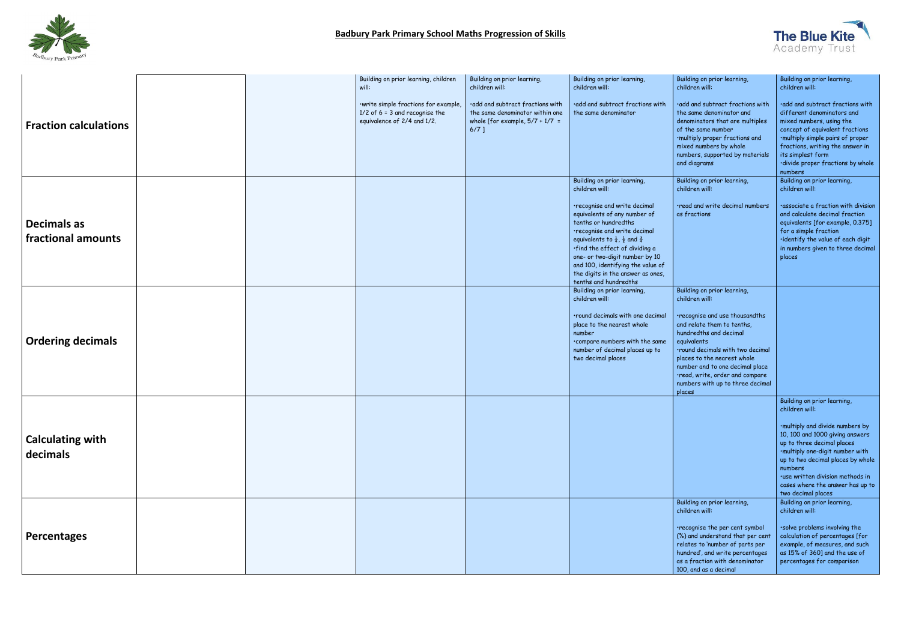## Badbury Park Primary School Maths Progression of Skills

| | | | | | | | |
|---|---|---|---|---|---|---|---|
| **Fraction calculations** | | | Building on prior learning, children will:<br><br>•write simple fractions for example, 1/2 of 6 = 3 and recognise the equivalence of 2/4 and 1/2. | Building on prior learning, children will:<br><br>•add and subtract fractions with the same denominator within one whole [for example, 5/7 + 1/7 = 6/7 ] | Building on prior learning, children will:<br><br>•add and subtract fractions with the same denominator | Building on prior learning, children will:<br><br>•add and subtract fractions with the same denominator and denominators that are multiples of the same number<br>•multiply proper fractions and mixed numbers by whole numbers, supported by materials and diagrams | Building on prior learning, children will:<br><br>•add and subtract fractions with different denominators and mixed numbers, using the concept of equivalent fractions<br>•multiply simple pairs of proper fractions, writing the answer in its simplest form<br>•divide proper fractions by whole numbers |
| **Decimals as fractional amounts** | | | | | Building on prior learning, children will:<br><br>•recognise and write decimal equivalents of any number of tenths or hundredths<br>•recognise and write decimal equivalents to $\frac{1}{4}$, $\frac{1}{2}$ and $\frac{3}{4}$<br>•find the effect of dividing a one- or two-digit number by 10 and 100, identifying the value of the digits in the answer as ones, tenths and hundredths | Building on prior learning, children will:<br><br>•read and write decimal numbers as fractions | Building on prior learning, children will:<br><br>•associate a fraction with division and calculate decimal fraction equivalents [for example, 0.375] for a simple fraction<br>•identify the value of each digit in numbers given to three decimal places |
| **Ordering decimals** | | | | | Building on prior learning, children will:<br><br>•round decimals with one decimal place to the nearest whole number<br>•compare numbers with the same number of decimal places up to two decimal places | Building on prior learning, children will:<br><br>•recognise and use thousandths and relate them to tenths, hundredths and decimal equivalents<br>•round decimals with two decimal places to the nearest whole number and to one decimal place<br>•read, write, order and compare numbers with up to three decimal places | |
| **Calculating with decimals** | | | | | | | Building on prior learning, children will:<br><br>•multiply and divide numbers by 10, 100 and 1000 giving answers up to three decimal places<br>•multiply one-digit number with up to two decimal places by whole numbers<br>•use written division methods in cases where the answer has up to two decimal places |
| **Percentages** | | | | | | Building on prior learning, children will:<br><br>•recognise the per cent symbol (%) and understand that per cent relates to 'number of parts per hundred', and write percentages as a fraction with denominator 100, and as a decimal | Building on prior learning, children will:<br><br>•solve problems involving the calculation of percentages [for example, of measures, and such as 15% of 360] and the use of percentages for comparison |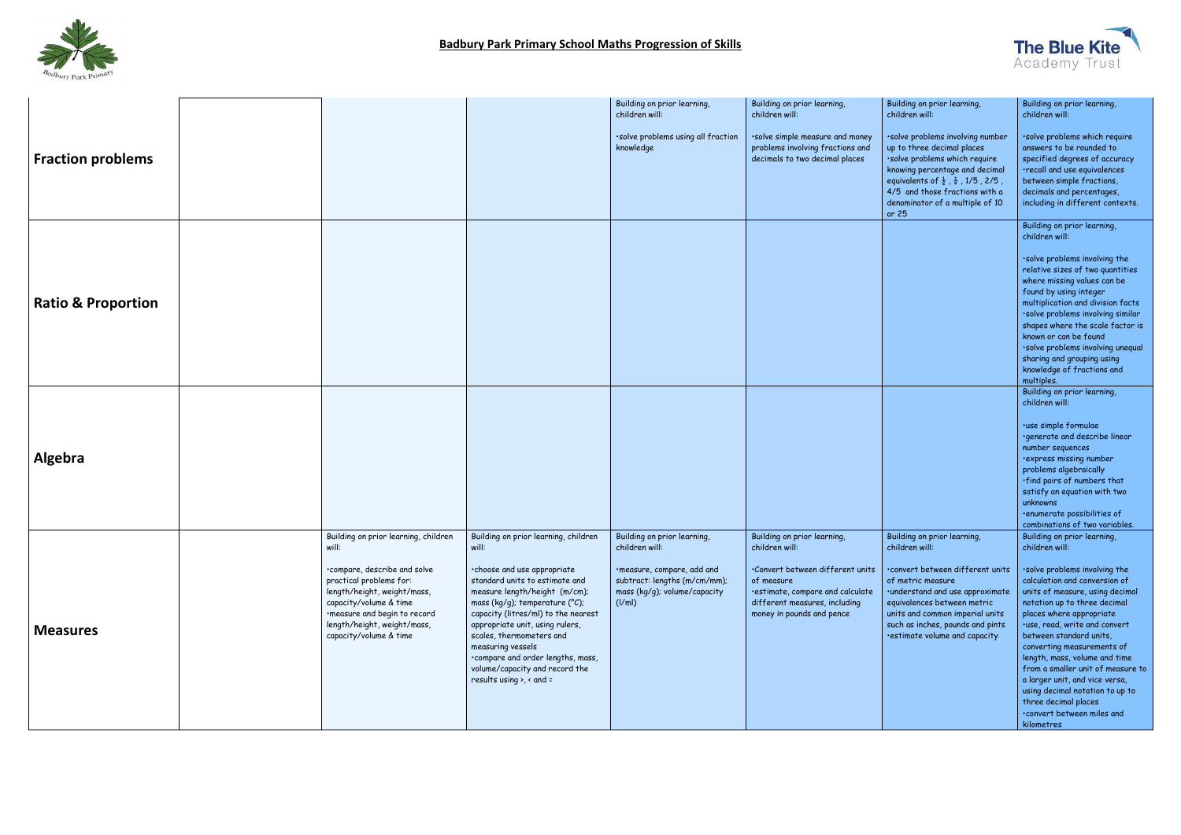## Badbury Park Primary School Maths Progression of Skills

| | | | | | | | |
|---|---|---|---|---|---|---|---|
| **Fraction problems** | | | | Building on prior learning, children will:<br><br>·solve problems using all fraction knowledge | Building on prior learning, children will:<br><br>·solve simple measure and money problems involving fractions and decimals to two decimal places | Building on prior learning, children will:<br><br>·solve problems involving number up to three decimal places<br>·solve problems which require knowing percentage and decimal equivalents of ½ , ¼ , 1/5 , 2/5 , 4/5 and those fractions with a denominator of a multiple of 10 or 25 | Building on prior learning, children will:<br><br>·solve problems which require answers to be rounded to specified degrees of accuracy<br>·recall and use equivalences between simple fractions, decimals and percentages, including in different contexts. |
| **Ratio & Proportion** | | | | | | | Building on prior learning, children will:<br><br>·solve problems involving the relative sizes of two quantities where missing values can be found by using integer multiplication and division facts<br>·solve problems involving similar shapes where the scale factor is known or can be found<br>·solve problems involving unequal sharing and grouping using knowledge of fractions and multiples. |
| **Algebra** | | | | | | | Building on prior learning, children will:<br><br>·use simple formulae<br>·generate and describe linear number sequences<br>·express missing number problems algebraically<br>·find pairs of numbers that satisfy an equation with two unknowns<br>·enumerate possibilities of combinations of two variables. |
| **Measures** | | Building on prior learning, children will:<br><br>·compare, describe and solve practical problems for: length/height, weight/mass, capacity/volume & time<br>·measure and begin to record length/height, weight/mass, capacity/volume & time | Building on prior learning, children will:<br><br>·choose and use appropriate standard units to estimate and measure length/height (m/cm); mass (kg/g); temperature (°C); capacity (litres/ml) to the nearest appropriate unit, using rulers, scales, thermometers and measuring vessels<br>·compare and order lengths, mass, volume/capacity and record the results using >, < and = | Building on prior learning, children will:<br><br>·measure, compare, add and subtract: lengths (m/cm/mm); mass (kg/g); volume/capacity (l/ml) | Building on prior learning, children will:<br><br>·Convert between different units of measure<br>·estimate, compare and calculate different measures, including money in pounds and pence | Building on prior learning, children will:<br><br>·convert between different units of metric measure<br>·understand and use approximate equivalences between metric units and common imperial units such as inches, pounds and pints<br>·estimate volume and capacity | Building on prior learning, children will:<br><br>·solve problems involving the calculation and conversion of units of measure, using decimal notation up to three decimal places where appropriate<br>·use, read, write and convert between standard units, converting measurements of length, mass, volume and time from a smaller unit of measure to a larger unit, and vice versa, using decimal notation to up to three decimal places<br>·convert between miles and kilometres |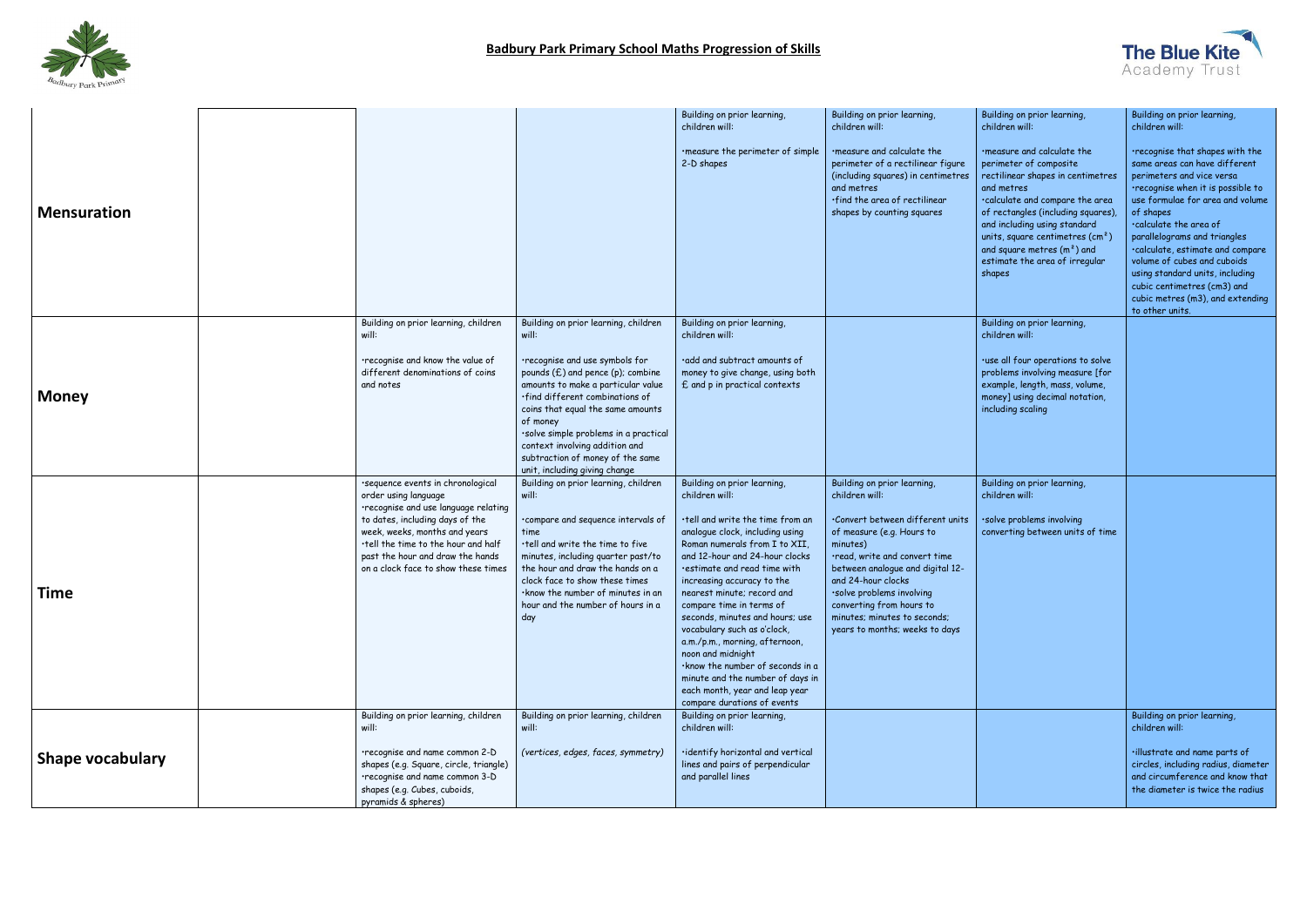**Badbury Park Primary School Maths Progression of Skills**

| | | | | | | | |
|---|---|---|---|---|---|---|---|
| **Mensuration** | | | | Building on prior learning, children will:<br><br>•measure the perimeter of simple 2-D shapes | Building on prior learning, children will:<br><br>•measure and calculate the perimeter of a rectilinear figure (including squares) in centimetres and metres<br>•find the area of rectilinear shapes by counting squares | Building on prior learning, children will:<br><br>•measure and calculate the perimeter of composite rectilinear shapes in centimetres and metres<br>•calculate and compare the area of rectangles (including squares), and including using standard units, square centimetres ($cm^2$) and square metres ($m^2$) and estimate the area of irregular shapes | Building on prior learning, children will:<br><br>•recognise that shapes with the same areas can have different perimeters and vice versa<br>•recognise when it is possible to use formulae for area and volume of shapes<br>•calculate the area of parallelograms and triangles<br>•calculate, estimate and compare volume of cubes and cuboids using standard units, including cubic centimetres (cm3) and cubic metres (m3), and extending to other units. |
| **Money** | | Building on prior learning, children will:<br><br>•recognise and know the value of different denominations of coins and notes | Building on prior learning, children will:<br><br>•recognise and use symbols for pounds (£) and pence (p); combine amounts to make a particular value<br>•find different combinations of coins that equal the same amounts of money<br>•solve simple problems in a practical context involving addition and subtraction of money of the same unit, including giving change | Building on prior learning, children will:<br><br>•add and subtract amounts of money to give change, using both £ and p in practical contexts | | Building on prior learning, children will:<br><br>•use all four operations to solve problems involving measure [for example, length, mass, volume, money] using decimal notation, including scaling | |
| **Time** | | •sequence events in chronological order using language<br>•recognise and use language relating to dates, including days of the week, weeks, months and years<br>•tell the time to the hour and half past the hour and draw the hands on a clock face to show these times | Building on prior learning, children will:<br><br>•compare and sequence intervals of time<br>•tell and write the time to five minutes, including quarter past/to the hour and draw the hands on a clock face to show these times<br>•know the number of minutes in an hour and the number of hours in a day | Building on prior learning, children will:<br><br>•tell and write the time from an analogue clock, including using Roman numerals from I to XII, and 12-hour and 24-hour clocks<br>•estimate and read time with increasing accuracy to the nearest minute; record and compare time in terms of seconds, minutes and hours; use vocabulary such as o'clock, a.m./p.m., morning, afternoon, noon and midnight<br>•know the number of seconds in a minute and the number of days in each month, year and leap year compare durations of events | Building on prior learning, children will:<br><br>•Convert between different units of measure (e.g. Hours to minutes)<br>•read, write and convert time between analogue and digital 12- and 24-hour clocks<br>•solve problems involving converting from hours to minutes; minutes to seconds; years to months; weeks to days | Building on prior learning, children will:<br><br>•solve problems involving converting between units of time | |
| **Shape vocabulary** | | Building on prior learning, children will:<br><br>•recognise and name common 2-D shapes (e.g. Square, circle, triangle)<br>•recognise and name common 3-D shapes (e.g. Cubes, cuboids, pyramids & spheres) | Building on prior learning, children will:<br><br>*(vertices, edges, faces, symmetry)* | Building on prior learning, children will:<br><br>•identify horizontal and vertical lines and pairs of perpendicular and parallel lines | | | Building on prior learning, children will:<br><br>•illustrate and name parts of circles, including radius, diameter and circumference and know that the diameter is twice the radius |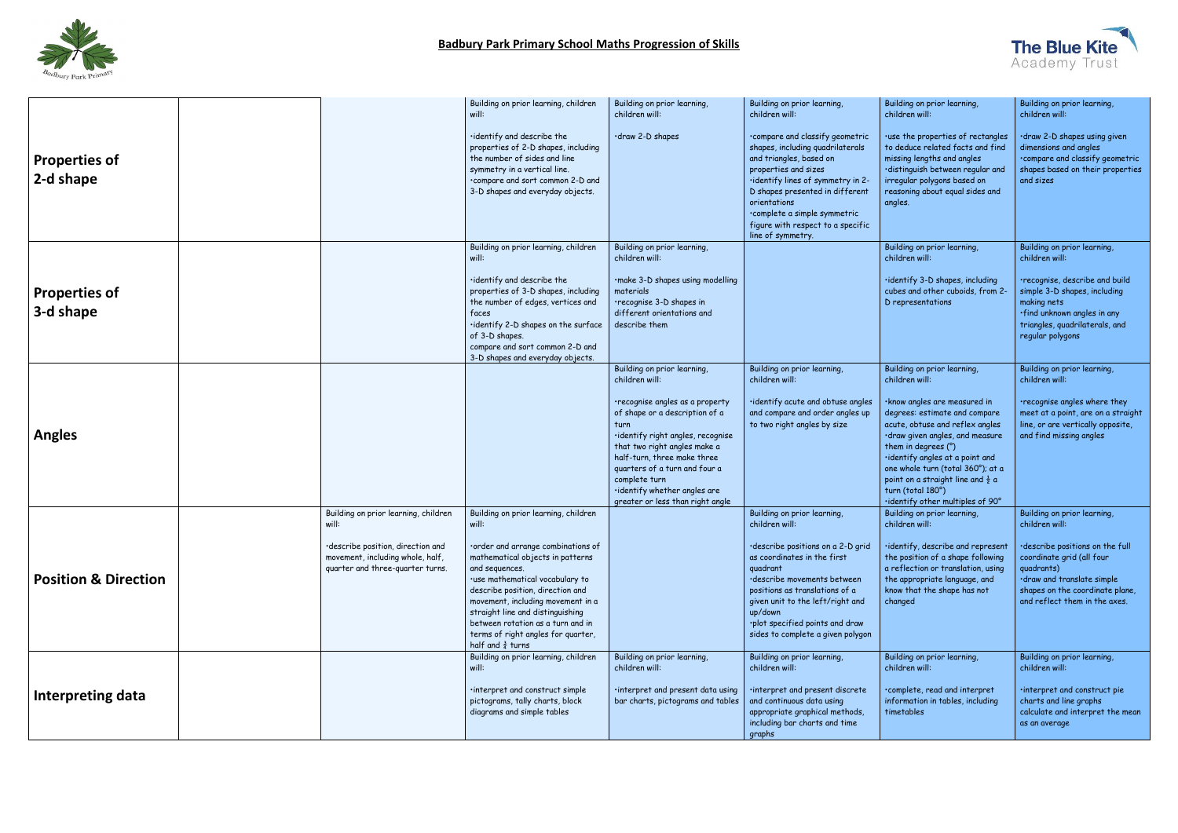# Badbury Park Primary School Maths Progression of Skills

| | | | | | | | |
|---|---|---|---|---|---|---|---|
| **Properties of 2-d shape** | | | Building on prior learning, children will:<br><br>·identify and describe the properties of 2-D shapes, including the number of sides and line symmetry in a vertical line.<br>·compare and sort common 2-D and 3-D shapes and everyday objects. | Building on prior learning, children will:<br><br>·draw 2-D shapes | Building on prior learning, children will:<br><br>·compare and classify geometric shapes, including quadrilaterals and triangles, based on properties and sizes<br>·identify lines of symmetry in 2-D shapes presented in different orientations<br>·complete a simple symmetric figure with respect to a specific line of symmetry. | Building on prior learning, children will:<br><br>·use the properties of rectangles to deduce related facts and find missing lengths and angles<br>·distinguish between regular and irregular polygons based on reasoning about equal sides and angles. | Building on prior learning, children will:<br><br>·draw 2-D shapes using given dimensions and angles<br>·compare and classify geometric shapes based on their properties and sizes |
| **Properties of 3-d shape** | | | Building on prior learning, children will:<br><br>·identify and describe the properties of 3-D shapes, including the number of edges, vertices and faces<br>·identify 2-D shapes on the surface of 3-D shapes.<br>compare and sort common 2-D and 3-D shapes and everyday objects. | Building on prior learning, children will:<br><br>·make 3-D shapes using modelling materials<br>·recognise 3-D shapes in different orientations and describe them | | Building on prior learning, children will:<br><br>·identify 3-D shapes, including cubes and other cuboids, from 2-D representations | Building on prior learning, children will:<br><br>·recognise, describe and build simple 3-D shapes, including making nets<br>·find unknown angles in any triangles, quadrilaterals, and regular polygons |
| **Angles** | | | | Building on prior learning, children will:<br><br>·recognise angles as a property of shape or a description of a turn<br>·identify right angles, recognise that two right angles make a half-turn, three make three quarters of a turn and four a complete turn<br>·identify whether angles are greater or less than right angle | Building on prior learning, children will:<br><br>·identify acute and obtuse angles and compare and order angles up to two right angles by size | Building on prior learning, children will:<br><br>·know angles are measured in degrees: estimate and compare acute, obtuse and reflex angles<br>·draw given angles, and measure them in degrees (°)<br>·identify angles at a point and one whole turn (total 360°); at a point on a straight line and ½ a turn (total 180°)<br>·identify other multiples of 90° | Building on prior learning, children will:<br><br>·recognise angles where they meet at a point, are on a straight line, or are vertically opposite, and find missing angles |
| **Position & Direction** | | Building on prior learning, children will:<br><br>·describe position, direction and movement, including whole, half, quarter and three-quarter turns. | Building on prior learning, children will:<br><br>·order and arrange combinations of mathematical objects in patterns and sequences.<br>·use mathematical vocabulary to describe position, direction and movement, including movement in a straight line and distinguishing between rotation as a turn and in terms of right angles for quarter, half and ¾ turns | | Building on prior learning, children will:<br><br>·describe positions on a 2-D grid as coordinates in the first quadrant<br>·describe movements between positions as translations of a given unit to the left/right and up/down<br>·plot specified points and draw sides to complete a given polygon | Building on prior learning, children will:<br><br>·identify, describe and represent the position of a shape following a reflection or translation, using the appropriate language, and know that the shape has not changed | Building on prior learning, children will:<br><br>·describe positions on the full coordinate grid (all four quadrants)<br>·draw and translate simple shapes on the coordinate plane, and reflect them in the axes. |
| **Interpreting data** | | | Building on prior learning, children will:<br><br>·interpret and construct simple pictograms, tally charts, block diagrams and simple tables | Building on prior learning, children will:<br><br>·interpret and present data using bar charts, pictograms and tables | Building on prior learning, children will:<br><br>·interpret and present discrete and continuous data using appropriate graphical methods, including bar charts and time graphs | Building on prior learning, children will:<br><br>·complete, read and interpret information in tables, including timetables | Building on prior learning, children will:<br><br>·interpret and construct pie charts and line graphs<br>calculate and interpret the mean as an average |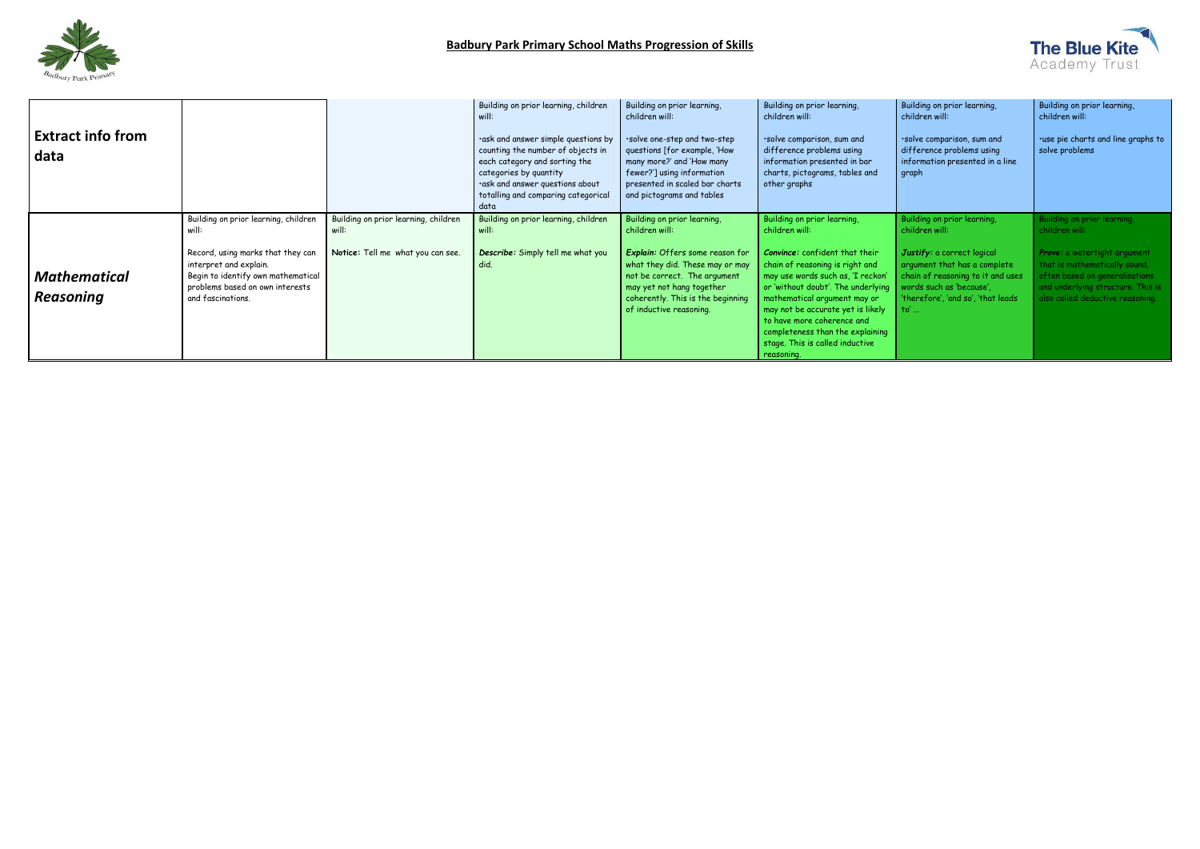**Badbury Park Primary School Maths Progression of Skills**

| | | | | | | | |
|---|---|---|---|---|---|---|---|
| **Extract info from data** | | | Building on prior learning, children will: ·ask and answer simple questions by counting the number of objects in each category and sorting the categories by quantity ·ask and answer questions about totalling and comparing categorical data | Building on prior learning, children will: ·solve one-step and two-step questions [for example, 'How many more?' and 'How many fewer?'] using information presented in scaled bar charts and pictograms and tables | Building on prior learning, children will: ·solve comparison, sum and difference problems using information presented in bar charts, pictograms, tables and other graphs | Building on prior learning, children will: ·solve comparison, sum and difference problems using information presented in a line graph | Building on prior learning, children will: ·use pie charts and line graphs to solve problems |
| ***Mathematical Reasoning*** | Building on prior learning, children will: Record, using marks that they can interpret and explain. Begin to identify own mathematical problems based on own interests and fascinations. | Building on prior learning, children will: **Notice:** Tell me what you can see. | Building on prior learning, children will: ***Describe:*** Simply tell me what you did. | Building on prior learning, children will: ***Explain:*** Offers some reason for what they did. These may or may not be correct. The argument may yet not hang together coherently. This is the beginning of inductive reasoning. | Building on prior learning, children will: ***Convince:*** confident that their chain of reasoning is right and may use words such as, 'I reckon' or 'without doubt'. The underlying mathematical argument may or may not be accurate yet is likely to have more coherence and completeness than the explaining stage. This is called inductive reasoning. | Building on prior learning, children will: ***Justify:*** a correct logical argument that has a complete chain of reasoning to it and uses words such as 'because', 'therefore', 'and so', 'that leads to' … | Building on prior learning, children will: ***Prove:*** a watertight argument that is mathematically sound, often based on generalisations and underlying structure. This is also called deductive reasoning. |